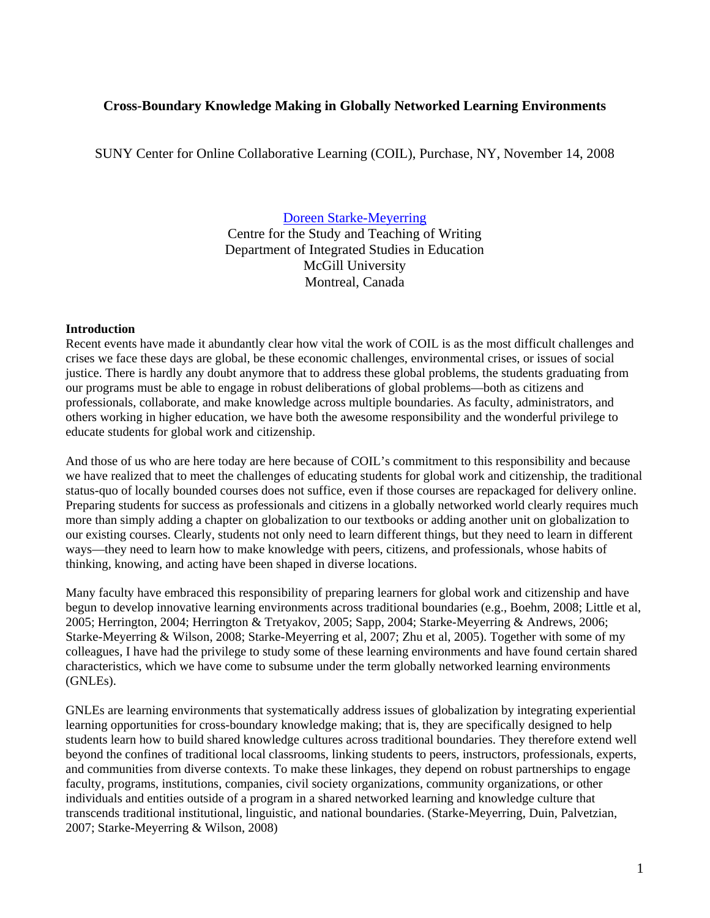# Cross-Boundary Knowledge Making in Globally Networked Learning Environments

SUNY Center for Online Collaborative Learning (COIL), Purchase, NY, November 14, 2008

Doreen Starke-Meyerring
Centre for the Study and Teaching of Writing
Department of Integrated Studies in Education
McGill University
Montreal, Canada

## Introduction

Recent events have made it abundantly clear how vital the work of COIL is as the most difficult challenges and crises we face these days are global, be these economic challenges, environmental crises, or issues of social justice. There is hardly any doubt anymore that to address these global problems, the students graduating from our programs must be able to engage in robust deliberations of global problems—both as citizens and professionals, collaborate, and make knowledge across multiple boundaries. As faculty, administrators, and others working in higher education, we have both the awesome responsibility and the wonderful privilege to educate students for global work and citizenship.

And those of us who are here today are here because of COIL's commitment to this responsibility and because we have realized that to meet the challenges of educating students for global work and citizenship, the traditional status-quo of locally bounded courses does not suffice, even if those courses are repackaged for delivery online. Preparing students for success as professionals and citizens in a globally networked world clearly requires much more than simply adding a chapter on globalization to our textbooks or adding another unit on globalization to our existing courses. Clearly, students not only need to learn different things, but they need to learn in different ways—they need to learn how to make knowledge with peers, citizens, and professionals, whose habits of thinking, knowing, and acting have been shaped in diverse locations.

Many faculty have embraced this responsibility of preparing learners for global work and citizenship and have begun to develop innovative learning environments across traditional boundaries (e.g., Boehm, 2008; Little et al, 2005; Herrington, 2004; Herrington & Tretyakov, 2005; Sapp, 2004; Starke-Meyerring & Andrews, 2006; Starke-Meyerring & Wilson, 2008; Starke-Meyerring et al, 2007; Zhu et al, 2005). Together with some of my colleagues, I have had the privilege to study some of these learning environments and have found certain shared characteristics, which we have come to subsume under the term globally networked learning environments (GNLEs).

GNLEs are learning environments that systematically address issues of globalization by integrating experiential learning opportunities for cross-boundary knowledge making; that is, they are specifically designed to help students learn how to build shared knowledge cultures across traditional boundaries. They therefore extend well beyond the confines of traditional local classrooms, linking students to peers, instructors, professionals, experts, and communities from diverse contexts. To make these linkages, they depend on robust partnerships to engage faculty, programs, institutions, companies, civil society organizations, community organizations, or other individuals and entities outside of a program in a shared networked learning and knowledge culture that transcends traditional institutional, linguistic, and national boundaries. (Starke-Meyerring, Duin, Palvetzian, 2007; Starke-Meyerring & Wilson, 2008)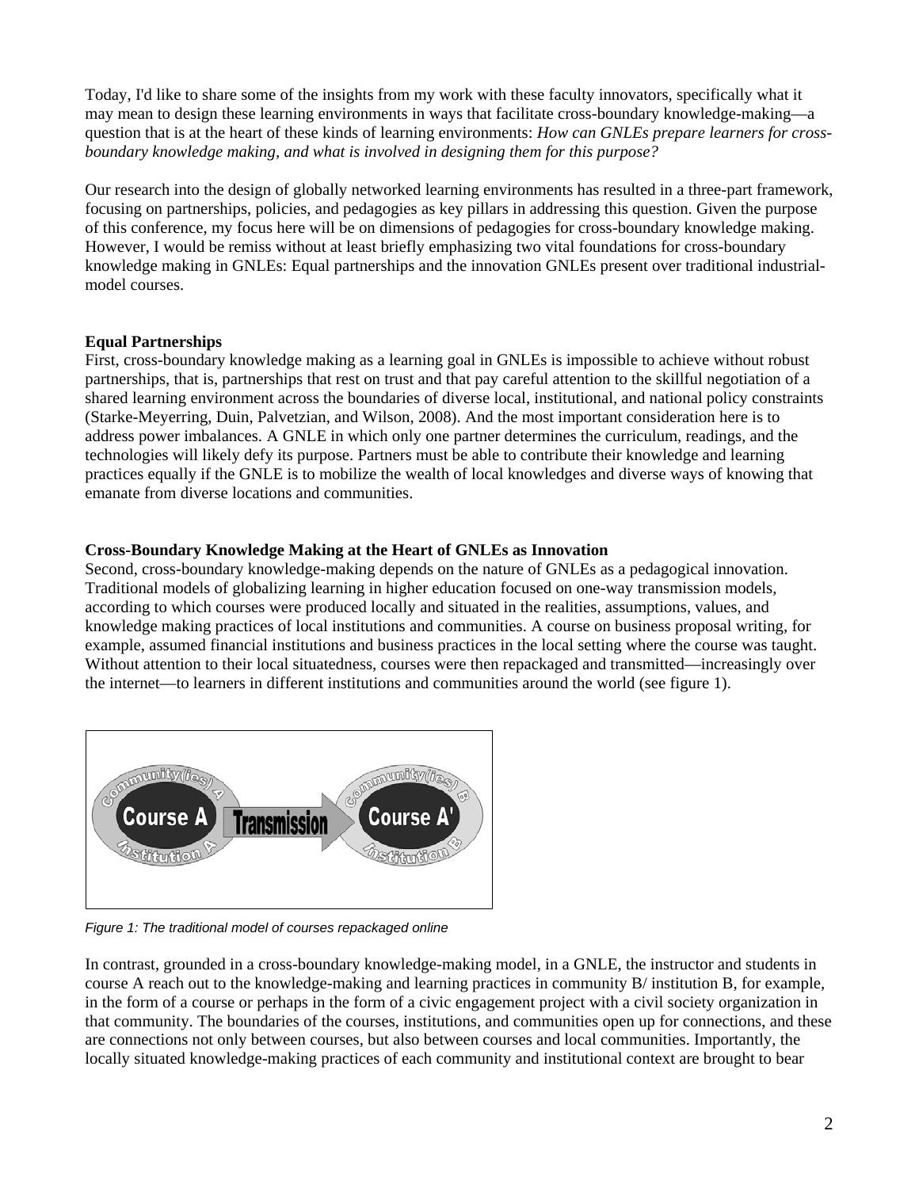Today, I'd like to share some of the insights from my work with these faculty innovators, specifically what it may mean to design these learning environments in ways that facilitate cross-boundary knowledge-making—a question that is at the heart of these kinds of learning environments: *How can GNLEs prepare learners for cross-boundary knowledge making, and what is involved in designing them for this purpose?*

Our research into the design of globally networked learning environments has resulted in a three-part framework, focusing on partnerships, policies, and pedagogies as key pillars in addressing this question. Given the purpose of this conference, my focus here will be on dimensions of pedagogies for cross-boundary knowledge making. However, I would be remiss without at least briefly emphasizing two vital foundations for cross-boundary knowledge making in GNLEs: Equal partnerships and the innovation GNLEs present over traditional industrial-model courses.

**Equal Partnerships**

First, cross-boundary knowledge making as a learning goal in GNLEs is impossible to achieve without robust partnerships, that is, partnerships that rest on trust and that pay careful attention to the skillful negotiation of a shared learning environment across the boundaries of diverse local, institutional, and national policy constraints (Starke-Meyerring, Duin, Palvetzian, and Wilson, 2008). And the most important consideration here is to address power imbalances. A GNLE in which only one partner determines the curriculum, readings, and the technologies will likely defy its purpose. Partners must be able to contribute their knowledge and learning practices equally if the GNLE is to mobilize the wealth of local knowledges and diverse ways of knowing that emanate from diverse locations and communities.

**Cross-Boundary Knowledge Making at the Heart of GNLEs as Innovation**

Second, cross-boundary knowledge-making depends on the nature of GNLEs as a pedagogical innovation. Traditional models of globalizing learning in higher education focused on one-way transmission models, according to which courses were produced locally and situated in the realities, assumptions, values, and knowledge making practices of local institutions and communities. A course on business proposal writing, for example, assumed financial institutions and business practices in the local setting where the course was taught. Without attention to their local situatedness, courses were then repackaged and transmitted—increasingly over the internet—to learners in different institutions and communities around the world (see figure 1).

*Figure 1: The traditional model of courses repackaged online*

In contrast, grounded in a cross-boundary knowledge-making model, in a GNLE, the instructor and students in course A reach out to the knowledge-making and learning practices in community B/ institution B, for example, in the form of a course or perhaps in the form of a civic engagement project with a civil society organization in that community. The boundaries of the courses, institutions, and communities open up for connections, and these are connections not only between courses, but also between courses and local communities. Importantly, the locally situated knowledge-making practices of each community and institutional context are brought to bear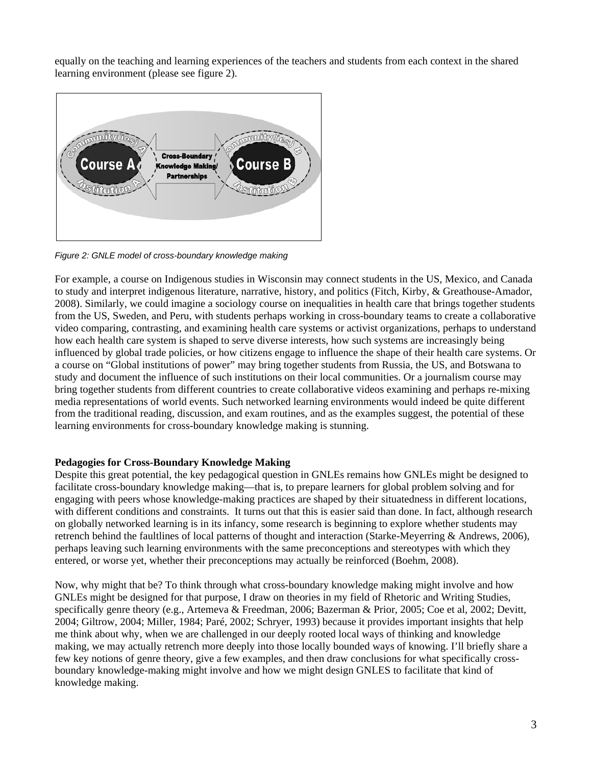equally on the teaching and learning experiences of the teachers and students from each context in the shared learning environment (please see figure 2).

*Figure 2: GNLE model of cross-boundary knowledge making*

For example, a course on Indigenous studies in Wisconsin may connect students in the US, Mexico, and Canada to study and interpret indigenous literature, narrative, history, and politics (Fitch, Kirby, & Greathouse-Amador, 2008). Similarly, we could imagine a sociology course on inequalities in health care that brings together students from the US, Sweden, and Peru, with students perhaps working in cross-boundary teams to create a collaborative video comparing, contrasting, and examining health care systems or activist organizations, perhaps to understand how each health care system is shaped to serve diverse interests, how such systems are increasingly being influenced by global trade policies, or how citizens engage to influence the shape of their health care systems. Or a course on "Global institutions of power" may bring together students from Russia, the US, and Botswana to study and document the influence of such institutions on their local communities. Or a journalism course may bring together students from different countries to create collaborative videos examining and perhaps re-mixing media representations of world events. Such networked learning environments would indeed be quite different from the traditional reading, discussion, and exam routines, and as the examples suggest, the potential of these learning environments for cross-boundary knowledge making is stunning.

**Pedagogies for Cross-Boundary Knowledge Making**

Despite this great potential, the key pedagogical question in GNLEs remains how GNLEs might be designed to facilitate cross-boundary knowledge making—that is, to prepare learners for global problem solving and for engaging with peers whose knowledge-making practices are shaped by their situatedness in different locations, with different conditions and constraints. It turns out that this is easier said than done. In fact, although research on globally networked learning is in its infancy, some research is beginning to explore whether students may retrench behind the faultlines of local patterns of thought and interaction (Starke-Meyerring & Andrews, 2006), perhaps leaving such learning environments with the same preconceptions and stereotypes with which they entered, or worse yet, whether their preconceptions may actually be reinforced (Boehm, 2008).

Now, why might that be? To think through what cross-boundary knowledge making might involve and how GNLEs might be designed for that purpose, I draw on theories in my field of Rhetoric and Writing Studies, specifically genre theory (e.g., Artemeva & Freedman, 2006; Bazerman & Prior, 2005; Coe et al, 2002; Devitt, 2004; Giltrow, 2004; Miller, 1984; Paré, 2002; Schryer, 1993) because it provides important insights that help me think about why, when we are challenged in our deeply rooted local ways of thinking and knowledge making, we may actually retrench more deeply into those locally bounded ways of knowing. I'll briefly share a few key notions of genre theory, give a few examples, and then draw conclusions for what specifically cross-boundary knowledge-making might involve and how we might design GNLES to facilitate that kind of knowledge making.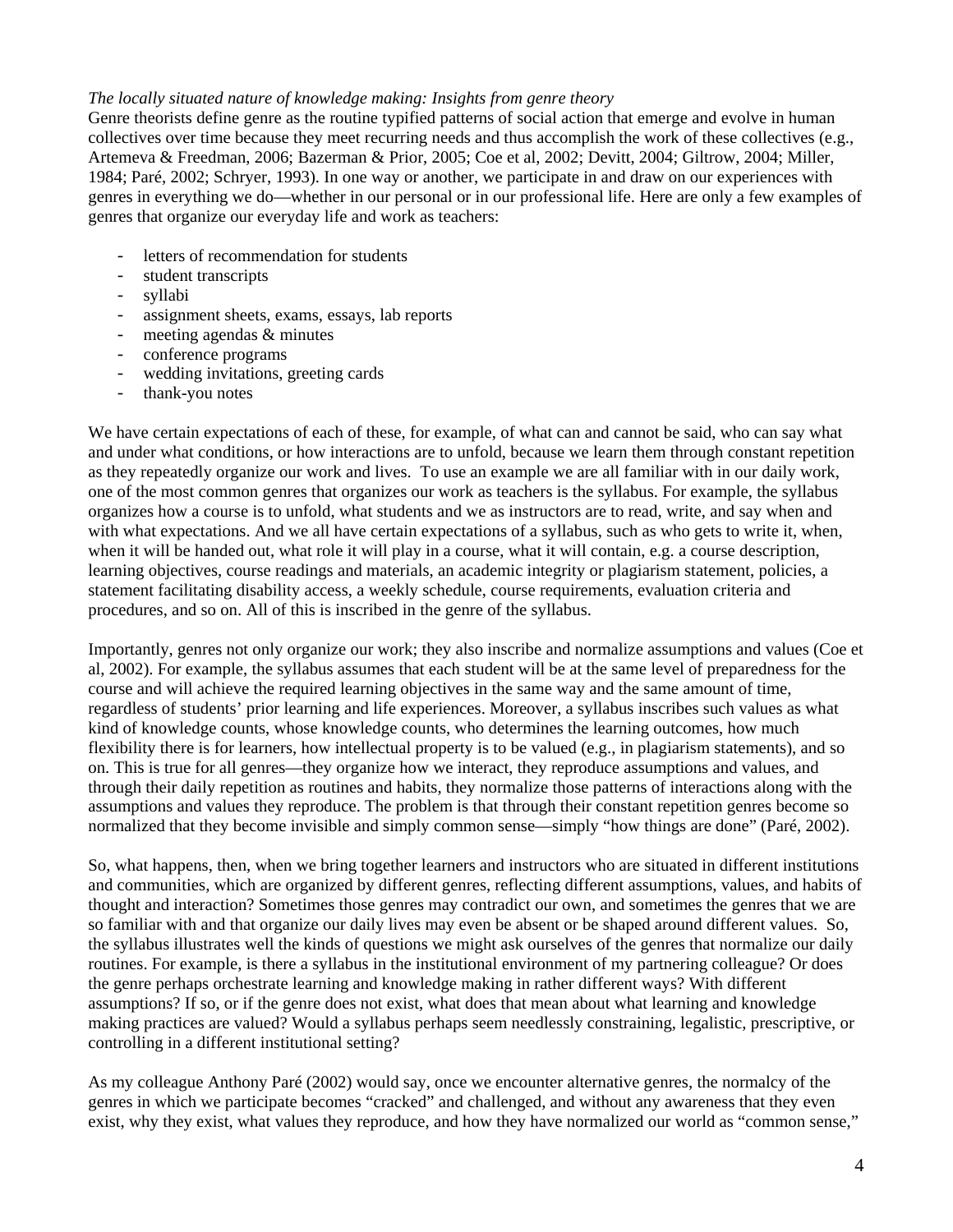*The locally situated nature of knowledge making: Insights from genre theory*

Genre theorists define genre as the routine typified patterns of social action that emerge and evolve in human collectives over time because they meet recurring needs and thus accomplish the work of these collectives (e.g., Artemeva & Freedman, 2006; Bazerman & Prior, 2005; Coe et al, 2002; Devitt, 2004; Giltrow, 2004; Miller, 1984; Paré, 2002; Schryer, 1993). In one way or another, we participate in and draw on our experiences with genres in everything we do—whether in our personal or in our professional life. Here are only a few examples of genres that organize our everyday life and work as teachers:

- letters of recommendation for students
- student transcripts
- syllabi
- assignment sheets, exams, essays, lab reports
- meeting agendas & minutes
- conference programs
- wedding invitations, greeting cards
- thank-you notes

We have certain expectations of each of these, for example, of what can and cannot be said, who can say what and under what conditions, or how interactions are to unfold, because we learn them through constant repetition as they repeatedly organize our work and lives. To use an example we are all familiar with in our daily work, one of the most common genres that organizes our work as teachers is the syllabus. For example, the syllabus organizes how a course is to unfold, what students and we as instructors are to read, write, and say when and with what expectations. And we all have certain expectations of a syllabus, such as who gets to write it, when, when it will be handed out, what role it will play in a course, what it will contain, e.g. a course description, learning objectives, course readings and materials, an academic integrity or plagiarism statement, policies, a statement facilitating disability access, a weekly schedule, course requirements, evaluation criteria and procedures, and so on. All of this is inscribed in the genre of the syllabus.

Importantly, genres not only organize our work; they also inscribe and normalize assumptions and values (Coe et al, 2002). For example, the syllabus assumes that each student will be at the same level of preparedness for the course and will achieve the required learning objectives in the same way and the same amount of time, regardless of students' prior learning and life experiences. Moreover, a syllabus inscribes such values as what kind of knowledge counts, whose knowledge counts, who determines the learning outcomes, how much flexibility there is for learners, how intellectual property is to be valued (e.g., in plagiarism statements), and so on. This is true for all genres—they organize how we interact, they reproduce assumptions and values, and through their daily repetition as routines and habits, they normalize those patterns of interactions along with the assumptions and values they reproduce. The problem is that through their constant repetition genres become so normalized that they become invisible and simply common sense—simply "how things are done" (Paré, 2002).

So, what happens, then, when we bring together learners and instructors who are situated in different institutions and communities, which are organized by different genres, reflecting different assumptions, values, and habits of thought and interaction? Sometimes those genres may contradict our own, and sometimes the genres that we are so familiar with and that organize our daily lives may even be absent or be shaped around different values. So, the syllabus illustrates well the kinds of questions we might ask ourselves of the genres that normalize our daily routines. For example, is there a syllabus in the institutional environment of my partnering colleague? Or does the genre perhaps orchestrate learning and knowledge making in rather different ways? With different assumptions? If so, or if the genre does not exist, what does that mean about what learning and knowledge making practices are valued? Would a syllabus perhaps seem needlessly constraining, legalistic, prescriptive, or controlling in a different institutional setting?

As my colleague Anthony Paré (2002) would say, once we encounter alternative genres, the normalcy of the genres in which we participate becomes "cracked" and challenged, and without any awareness that they even exist, why they exist, what values they reproduce, and how they have normalized our world as "common sense,"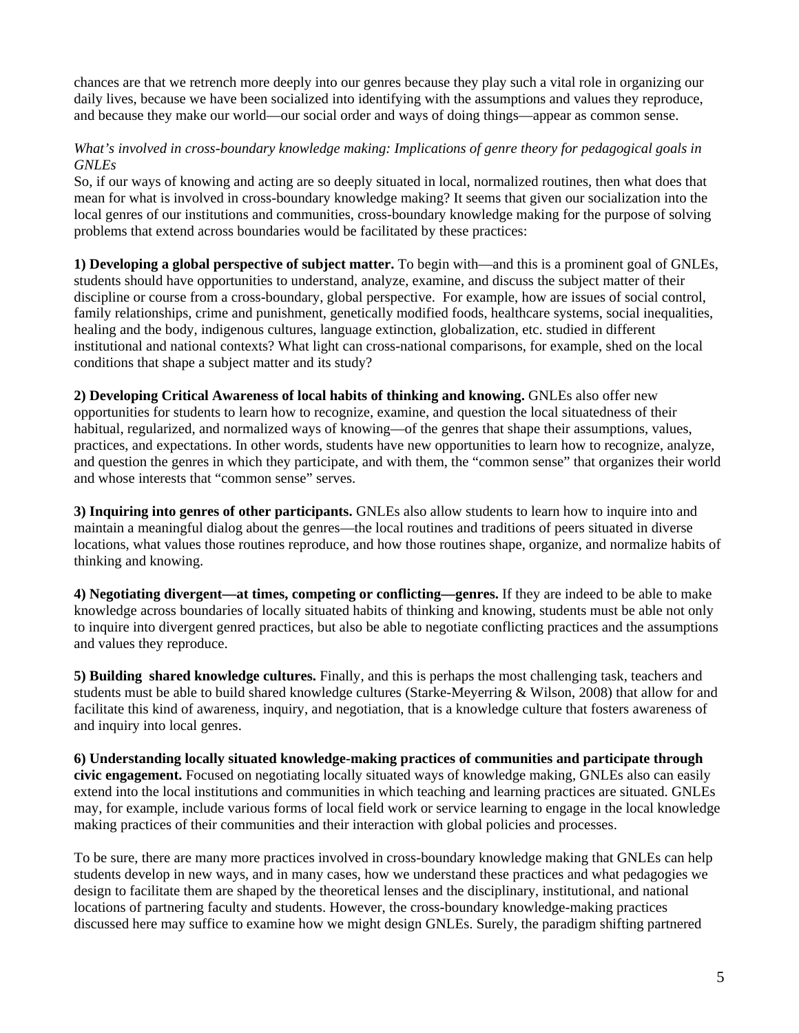chances are that we retrench more deeply into our genres because they play such a vital role in organizing our daily lives, because we have been socialized into identifying with the assumptions and values they reproduce, and because they make our world—our social order and ways of doing things—appear as common sense.

*What's involved in cross-boundary knowledge making: Implications of genre theory for pedagogical goals in GNLEs*

So, if our ways of knowing and acting are so deeply situated in local, normalized routines, then what does that mean for what is involved in cross-boundary knowledge making? It seems that given our socialization into the local genres of our institutions and communities, cross-boundary knowledge making for the purpose of solving problems that extend across boundaries would be facilitated by these practices:

**1) Developing a global perspective of subject matter.** To begin with—and this is a prominent goal of GNLEs, students should have opportunities to understand, analyze, examine, and discuss the subject matter of their discipline or course from a cross-boundary, global perspective. For example, how are issues of social control, family relationships, crime and punishment, genetically modified foods, healthcare systems, social inequalities, healing and the body, indigenous cultures, language extinction, globalization, etc. studied in different institutional and national contexts? What light can cross-national comparisons, for example, shed on the local conditions that shape a subject matter and its study?

**2) Developing Critical Awareness of local habits of thinking and knowing.** GNLEs also offer new opportunities for students to learn how to recognize, examine, and question the local situatedness of their habitual, regularized, and normalized ways of knowing—of the genres that shape their assumptions, values, practices, and expectations. In other words, students have new opportunities to learn how to recognize, analyze, and question the genres in which they participate, and with them, the "common sense" that organizes their world and whose interests that "common sense" serves.

**3) Inquiring into genres of other participants.** GNLEs also allow students to learn how to inquire into and maintain a meaningful dialog about the genres—the local routines and traditions of peers situated in diverse locations, what values those routines reproduce, and how those routines shape, organize, and normalize habits of thinking and knowing.

**4) Negotiating divergent—at times, competing or conflicting—genres.** If they are indeed to be able to make knowledge across boundaries of locally situated habits of thinking and knowing, students must be able not only to inquire into divergent genred practices, but also be able to negotiate conflicting practices and the assumptions and values they reproduce.

**5) Building shared knowledge cultures.** Finally, and this is perhaps the most challenging task, teachers and students must be able to build shared knowledge cultures (Starke-Meyerring & Wilson, 2008) that allow for and facilitate this kind of awareness, inquiry, and negotiation, that is a knowledge culture that fosters awareness of and inquiry into local genres.

**6) Understanding locally situated knowledge-making practices of communities and participate through civic engagement.** Focused on negotiating locally situated ways of knowledge making, GNLEs also can easily extend into the local institutions and communities in which teaching and learning practices are situated. GNLEs may, for example, include various forms of local field work or service learning to engage in the local knowledge making practices of their communities and their interaction with global policies and processes.

To be sure, there are many more practices involved in cross-boundary knowledge making that GNLEs can help students develop in new ways, and in many cases, how we understand these practices and what pedagogies we design to facilitate them are shaped by the theoretical lenses and the disciplinary, institutional, and national locations of partnering faculty and students. However, the cross-boundary knowledge-making practices discussed here may suffice to examine how we might design GNLEs. Surely, the paradigm shifting partnered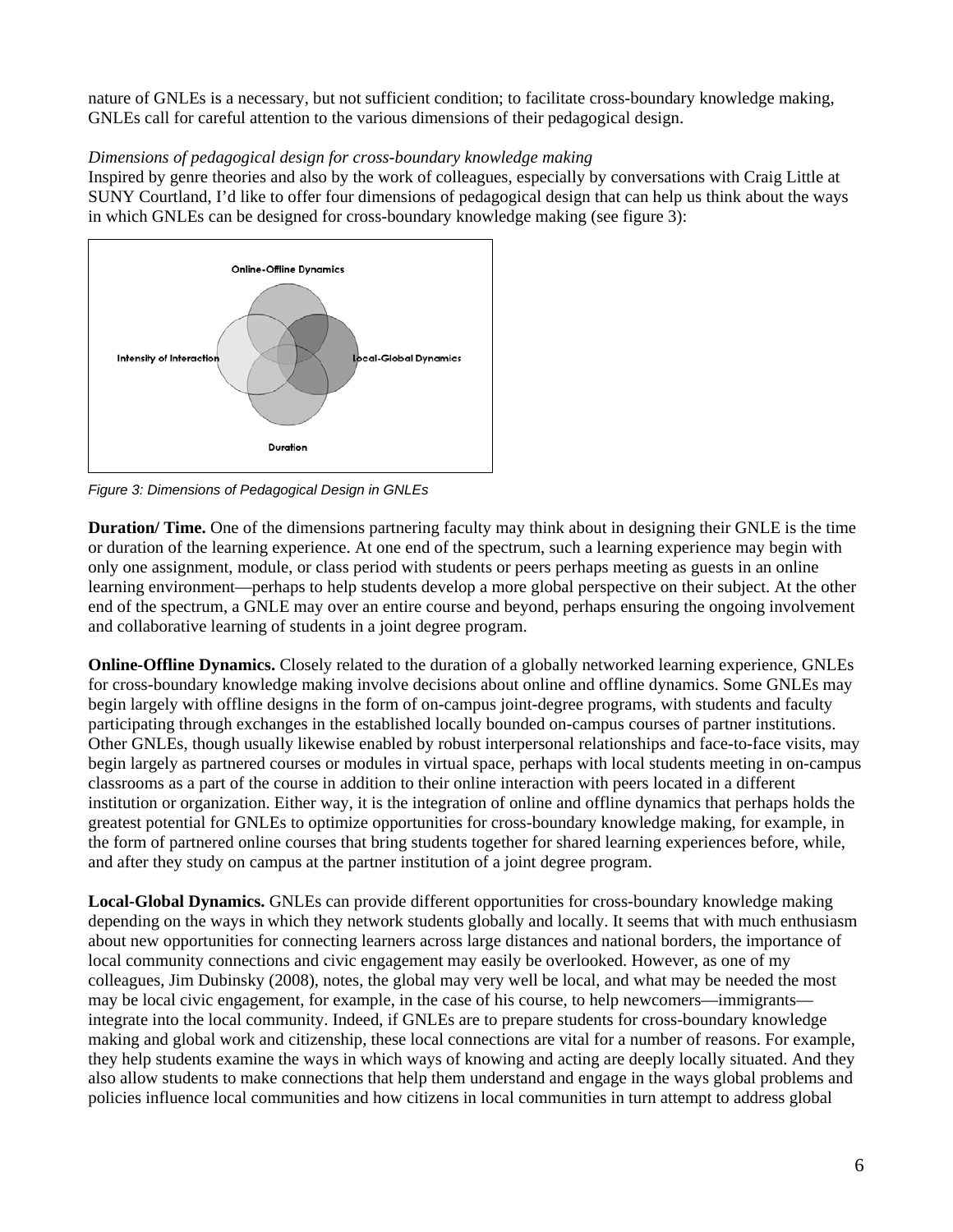nature of GNLEs is a necessary, but not sufficient condition; to facilitate cross-boundary knowledge making, GNLEs call for careful attention to the various dimensions of their pedagogical design.

*Dimensions of pedagogical design for cross-boundary knowledge making*

Inspired by genre theories and also by the work of colleagues, especially by conversations with Craig Little at SUNY Courtland, I'd like to offer four dimensions of pedagogical design that can help us think about the ways in which GNLEs can be designed for cross-boundary knowledge making (see figure 3):

*Figure 3: Dimensions of Pedagogical Design in GNLEs*

**Duration/ Time.** One of the dimensions partnering faculty may think about in designing their GNLE is the time or duration of the learning experience. At one end of the spectrum, such a learning experience may begin with only one assignment, module, or class period with students or peers perhaps meeting as guests in an online learning environment—perhaps to help students develop a more global perspective on their subject. At the other end of the spectrum, a GNLE may over an entire course and beyond, perhaps ensuring the ongoing involvement and collaborative learning of students in a joint degree program.

**Online-Offline Dynamics.** Closely related to the duration of a globally networked learning experience, GNLEs for cross-boundary knowledge making involve decisions about online and offline dynamics. Some GNLEs may begin largely with offline designs in the form of on-campus joint-degree programs, with students and faculty participating through exchanges in the established locally bounded on-campus courses of partner institutions. Other GNLEs, though usually likewise enabled by robust interpersonal relationships and face-to-face visits, may begin largely as partnered courses or modules in virtual space, perhaps with local students meeting in on-campus classrooms as a part of the course in addition to their online interaction with peers located in a different institution or organization. Either way, it is the integration of online and offline dynamics that perhaps holds the greatest potential for GNLEs to optimize opportunities for cross-boundary knowledge making, for example, in the form of partnered online courses that bring students together for shared learning experiences before, while, and after they study on campus at the partner institution of a joint degree program.

**Local-Global Dynamics.** GNLEs can provide different opportunities for cross-boundary knowledge making depending on the ways in which they network students globally and locally. It seems that with much enthusiasm about new opportunities for connecting learners across large distances and national borders, the importance of local community connections and civic engagement may easily be overlooked. However, as one of my colleagues, Jim Dubinsky (2008), notes, the global may very well be local, and what may be needed the most may be local civic engagement, for example, in the case of his course, to help newcomers—immigrants—integrate into the local community. Indeed, if GNLEs are to prepare students for cross-boundary knowledge making and global work and citizenship, these local connections are vital for a number of reasons. For example, they help students examine the ways in which ways of knowing and acting are deeply locally situated. And they also allow students to make connections that help them understand and engage in the ways global problems and policies influence local communities and how citizens in local communities in turn attempt to address global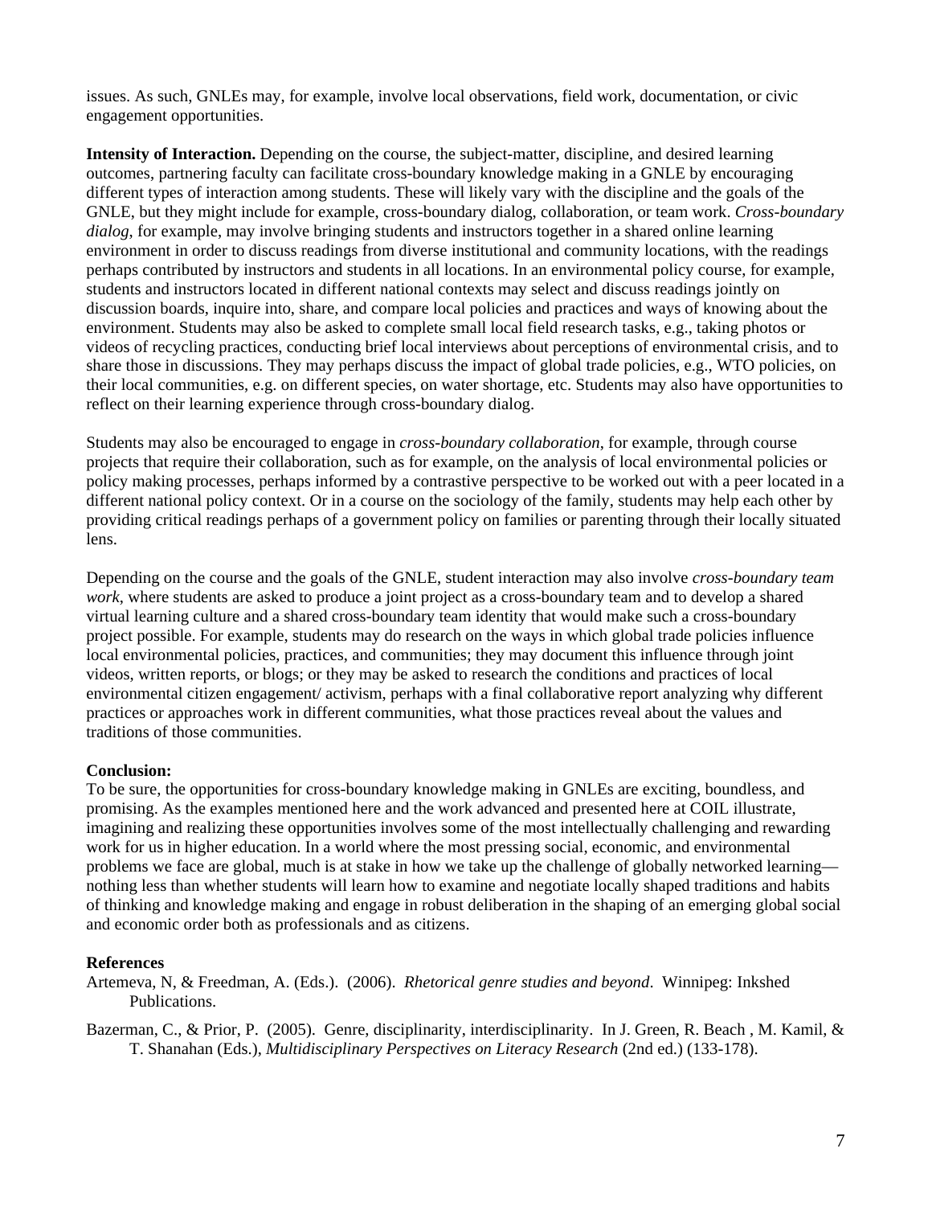issues. As such, GNLEs may, for example, involve local observations, field work, documentation, or civic engagement opportunities.

**Intensity of Interaction.** Depending on the course, the subject-matter, discipline, and desired learning outcomes, partnering faculty can facilitate cross-boundary knowledge making in a GNLE by encouraging different types of interaction among students. These will likely vary with the discipline and the goals of the GNLE, but they might include for example, cross-boundary dialog, collaboration, or team work. *Cross-boundary dialog*, for example, may involve bringing students and instructors together in a shared online learning environment in order to discuss readings from diverse institutional and community locations, with the readings perhaps contributed by instructors and students in all locations. In an environmental policy course, for example, students and instructors located in different national contexts may select and discuss readings jointly on discussion boards, inquire into, share, and compare local policies and practices and ways of knowing about the environment. Students may also be asked to complete small local field research tasks, e.g., taking photos or videos of recycling practices, conducting brief local interviews about perceptions of environmental crisis, and to share those in discussions. They may perhaps discuss the impact of global trade policies, e.g., WTO policies, on their local communities, e.g. on different species, on water shortage, etc. Students may also have opportunities to reflect on their learning experience through cross-boundary dialog.

Students may also be encouraged to engage in *cross-boundary collaboration*, for example, through course projects that require their collaboration, such as for example, on the analysis of local environmental policies or policy making processes, perhaps informed by a contrastive perspective to be worked out with a peer located in a different national policy context. Or in a course on the sociology of the family, students may help each other by providing critical readings perhaps of a government policy on families or parenting through their locally situated lens.

Depending on the course and the goals of the GNLE, student interaction may also involve *cross-boundary team work*, where students are asked to produce a joint project as a cross-boundary team and to develop a shared virtual learning culture and a shared cross-boundary team identity that would make such a cross-boundary project possible. For example, students may do research on the ways in which global trade policies influence local environmental policies, practices, and communities; they may document this influence through joint videos, written reports, or blogs; or they may be asked to research the conditions and practices of local environmental citizen engagement/ activism, perhaps with a final collaborative report analyzing why different practices or approaches work in different communities, what those practices reveal about the values and traditions of those communities.

**Conclusion:**

To be sure, the opportunities for cross-boundary knowledge making in GNLEs are exciting, boundless, and promising. As the examples mentioned here and the work advanced and presented here at COIL illustrate, imagining and realizing these opportunities involves some of the most intellectually challenging and rewarding work for us in higher education. In a world where the most pressing social, economic, and environmental problems we face are global, much is at stake in how we take up the challenge of globally networked learning—nothing less than whether students will learn how to examine and negotiate locally shaped traditions and habits of thinking and knowledge making and engage in robust deliberation in the shaping of an emerging global social and economic order both as professionals and as citizens.

**References**

Artemeva, N, & Freedman, A. (Eds.). (2006). *Rhetorical genre studies and beyond*. Winnipeg: Inkshed Publications.

Bazerman, C., & Prior, P. (2005). Genre, disciplinarity, interdisciplinarity. In J. Green, R. Beach , M. Kamil, & T. Shanahan (Eds.), *Multidisciplinary Perspectives on Literacy Research* (2nd ed.) (133-178).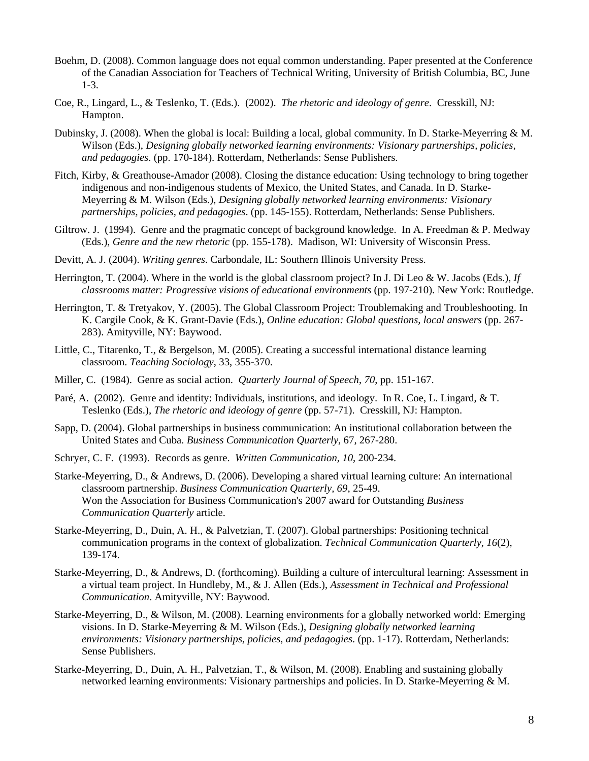Boehm, D. (2008). Common language does not equal common understanding. Paper presented at the Conference of the Canadian Association for Teachers of Technical Writing, University of British Columbia, BC, June 1-3.

Coe, R., Lingard, L., & Teslenko, T. (Eds.). (2002). *The rhetoric and ideology of genre*. Cresskill, NJ: Hampton.

Dubinsky, J. (2008). When the global is local: Building a local, global community. In D. Starke-Meyerring & M. Wilson (Eds.), *Designing globally networked learning environments: Visionary partnerships, policies, and pedagogies*. (pp. 170-184). Rotterdam, Netherlands: Sense Publishers.

Fitch, Kirby, & Greathouse-Amador (2008). Closing the distance education: Using technology to bring together indigenous and non-indigenous students of Mexico, the United States, and Canada. In D. Starke-Meyerring & M. Wilson (Eds.), *Designing globally networked learning environments: Visionary partnerships, policies, and pedagogies*. (pp. 145-155). Rotterdam, Netherlands: Sense Publishers.

Giltrow. J. (1994). Genre and the pragmatic concept of background knowledge. In A. Freedman & P. Medway (Eds.), *Genre and the new rhetoric* (pp. 155-178). Madison, WI: University of Wisconsin Press.

Devitt, A. J. (2004). *Writing genres*. Carbondale, IL: Southern Illinois University Press.

Herrington, T. (2004). Where in the world is the global classroom project? In J. Di Leo & W. Jacobs (Eds.), *If classrooms matter: Progressive visions of educational environments* (pp. 197-210). New York: Routledge.

Herrington, T. & Tretyakov, Y. (2005). The Global Classroom Project: Troublemaking and Troubleshooting. In K. Cargile Cook, & K. Grant-Davie (Eds.), *Online education: Global questions, local answers* (pp. 267-283). Amityville, NY: Baywood.

Little, C., Titarenko, T., & Bergelson, M. (2005). Creating a successful international distance learning classroom. *Teaching Sociology*, 33, 355-370.

Miller, C. (1984). Genre as social action. *Quarterly Journal of Speech*, *70*, pp. 151-167.

Paré, A. (2002). Genre and identity: Individuals, institutions, and ideology. In R. Coe, L. Lingard, & T. Teslenko (Eds.), *The rhetoric and ideology of genre* (pp. 57-71). Cresskill, NJ: Hampton.

Sapp, D. (2004). Global partnerships in business communication: An institutional collaboration between the United States and Cuba. *Business Communication Quarterly*, 67, 267-280.

Schryer, C. F. (1993). Records as genre. *Written Communication*, *10*, 200-234.

Starke-Meyerring, D., & Andrews, D. (2006). Developing a shared virtual learning culture: An international classroom partnership. *Business Communication Quarterly, 69*, 25-49.
Won the Association for Business Communication's 2007 award for Outstanding *Business Communication Quarterly* article.

Starke-Meyerring, D., Duin, A. H., & Palvetzian, T. (2007). Global partnerships: Positioning technical communication programs in the context of globalization. *Technical Communication Quarterly*, *16*(2), 139-174.

Starke-Meyerring, D., & Andrews, D. (forthcoming). Building a culture of intercultural learning: Assessment in a virtual team project. In Hundleby, M., & J. Allen (Eds.), *Assessment in Technical and Professional Communication*. Amityville, NY: Baywood.

Starke-Meyerring, D., & Wilson, M. (2008). Learning environments for a globally networked world: Emerging visions. In D. Starke-Meyerring & M. Wilson (Eds.), *Designing globally networked learning environments: Visionary partnerships, policies, and pedagogies*. (pp. 1-17). Rotterdam, Netherlands: Sense Publishers.

Starke-Meyerring, D., Duin, A. H., Palvetzian, T., & Wilson, M. (2008). Enabling and sustaining globally networked learning environments: Visionary partnerships and policies. In D. Starke-Meyerring & M.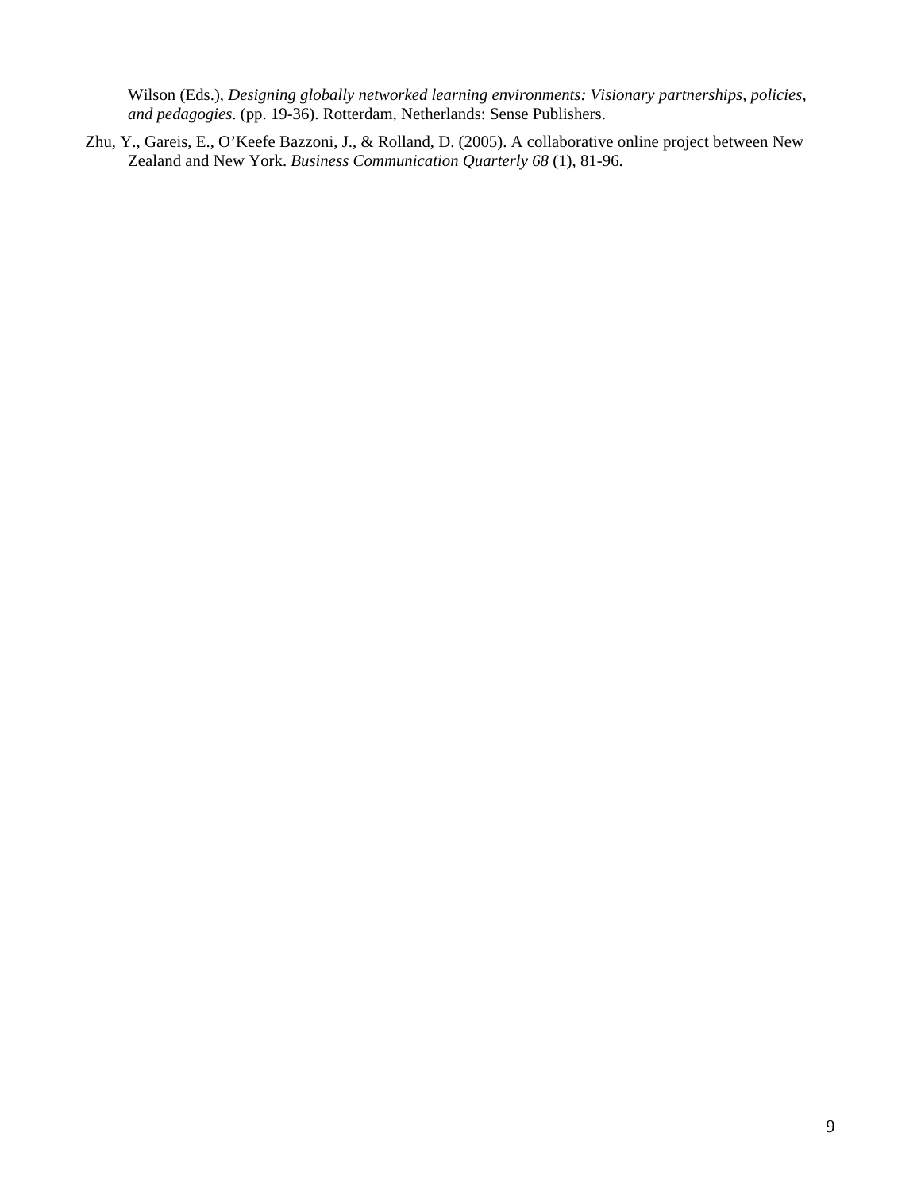Wilson (Eds.), *Designing globally networked learning environments: Visionary partnerships, policies, and pedagogies*. (pp. 19-36). Rotterdam, Netherlands: Sense Publishers.

Zhu, Y., Gareis, E., O'Keefe Bazzoni, J., & Rolland, D. (2005). A collaborative online project between New Zealand and New York. *Business Communication Quarterly 68* (1), 81-96.